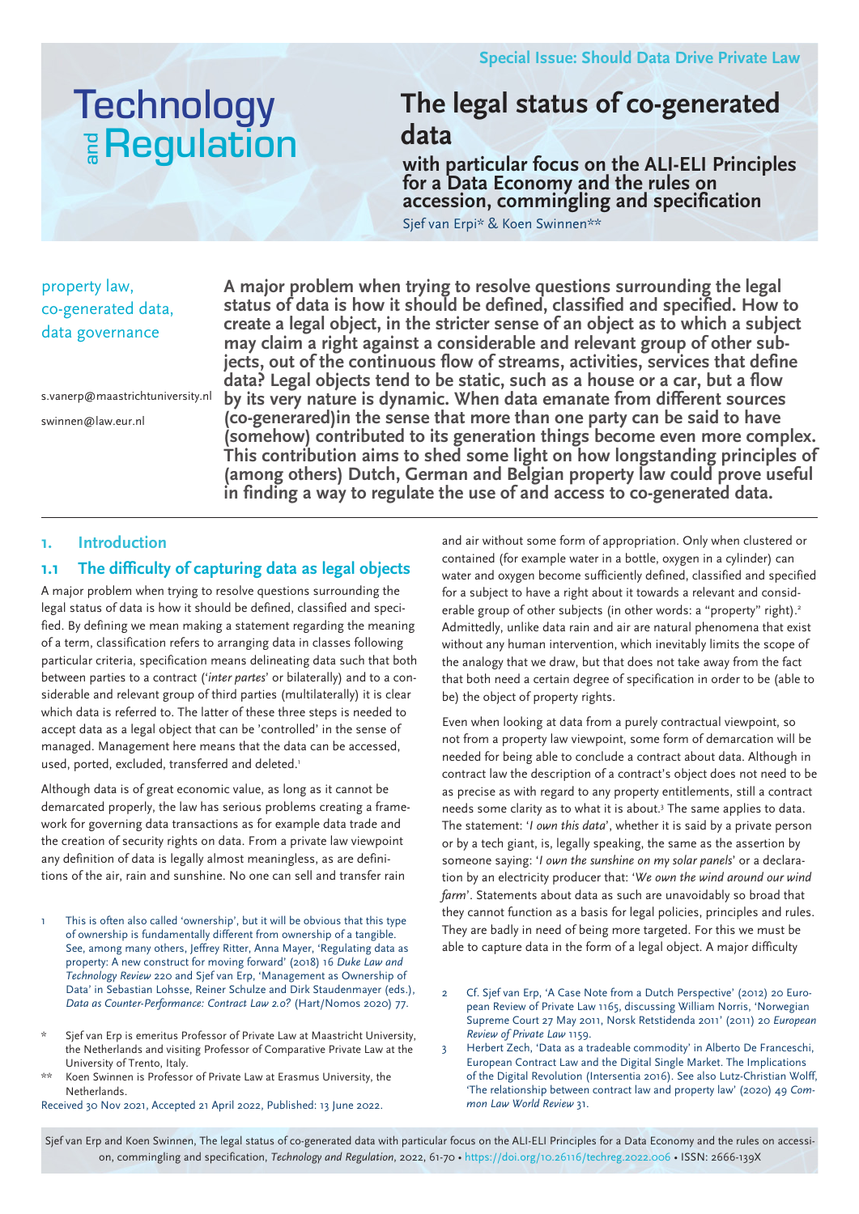Special Issue: Should Data Drive Private Law

Technology and Regulation

# The legal status of co-generated data

## with particular focus on the ALI-ELI Principles for a Data Economy and the rules on accession, commingling and specification

Sjef van Erp* & Koen Swinnen**

property law, co-generated data, data governance

s.vanerp@maastrichtuniversity.nl

swinnen@law.eur.nl

**A major problem when trying to resolve questions surrounding the legal status of data is how it should be defined, classified and specified. How to create a legal object, in the stricter sense of an object as to which a subject may claim a right against a considerable and relevant group of other subjects, out of the continuous flow of streams, activities, services that define data? Legal objects tend to be static, such as a house or a car, but a flow by its very nature is dynamic. When data emanate from different sources (co-generared)in the sense that more than one party can be said to have (somehow) contributed to its generation things become even more complex. This contribution aims to shed some light on how longstanding principles of (among others) Dutch, German and Belgian property law could prove useful in finding a way to regulate the use of and access to co-generated data.**

## 1. Introduction

### 1.1 The difficulty of capturing data as legal objects

A major problem when trying to resolve questions surrounding the legal status of data is how it should be defined, classified and specified. By defining we mean making a statement regarding the meaning of a term, classification refers to arranging data in classes following particular criteria, specification means delineating data such that both between parties to a contract ('*inter partes*' or bilaterally) and to a considerable and relevant group of third parties (multilaterally) it is clear which data is referred to. The latter of these three steps is needed to accept data as a legal object that can be 'controlled' in the sense of managed. Management here means that the data can be accessed, used, ported, excluded, transferred and deleted.[1]

Although data is of great economic value, as long as it cannot be demarcated properly, the law has serious problems creating a framework for governing data transactions as for example data trade and the creation of security rights on data. From a private law viewpoint any definition of data is legally almost meaningless, as are definitions of the air, rain and sunshine. No one can sell and transfer rain and air without some form of appropriation. Only when clustered or contained (for example water in a bottle, oxygen in a cylinder) can water and oxygen become sufficiently defined, classified and specified for a subject to have a right about it towards a relevant and considerable group of other subjects (in other words: a "property" right).[2] Admittedly, unlike data rain and air are natural phenomena that exist without any human intervention, which inevitably limits the scope of the analogy that we draw, but that does not take away from the fact that both need a certain degree of specification in order to be (able to be) the object of property rights.

Even when looking at data from a purely contractual viewpoint, so not from a property law viewpoint, some form of demarcation will be needed for being able to conclude a contract about data. Although in contract law the description of a contract's object does not need to be as precise as with regard to any property entitlements, still a contract needs some clarity as to what it is about.[3] The same applies to data. The statement: '*I own this data*', whether it is said by a private person or by a tech giant, is, legally speaking, the same as the assertion by someone saying: '*I own the sunshine on my solar panels*' or a declaration by an electricity producer that: '*We own the wind around our wind farm*'. Statements about data as such are unavoidably so broad that they cannot function as a basis for legal policies, principles and rules. They are badly in need of being more targeted. For this we must be able to capture data in the form of a legal object. A major difficulty

---

1 This is often also called 'ownership', but it will be obvious that this type of ownership is fundamentally different from ownership of a tangible. See, among many others, Jeffrey Ritter, Anna Mayer, 'Regulating data as property: A new construct for moving forward' (2018) 16 *Duke Law and Technology Review* 220 and Sjef van Erp, 'Management as Ownership of Data' in Sebastian Lohsse, Reiner Schulze and Dirk Staudenmayer (eds.), *Data as Counter-Performance: Contract Law 2.0?* (Hart/Nomos 2020) 77.

2 Cf. Sjef van Erp, 'A Case Note from a Dutch Perspective' (2012) 20 European Review of Private Law 1165, discussing William Norris, 'Norwegian Supreme Court 27 May 2011, Norsk Retstidenda 2011' (2011) 20 *European Review of Private Law* 1159.

3 Herbert Zech, 'Data as a tradeable commodity' in Alberto De Franceschi, European Contract Law and the Digital Single Market. The Implications of the Digital Revolution (Intersentia 2016). See also Lutz-Christian Wolff, 'The relationship between contract law and property law' (2020) 49 *Common Law World Review* 31.

\* Sjef van Erp is emeritus Professor of Private Law at Maastricht University, the Netherlands and visiting Professor of Comparative Private Law at the University of Trento, Italy.

\*\* Koen Swinnen is Professor of Private Law at Erasmus University, the Netherlands.

Received 30 Nov 2021, Accepted 21 April 2022, Published: 13 June 2022.

Sjef van Erp and Koen Swinnen, The legal status of co-generated data with particular focus on the ALI-ELI Principles for a Data Economy and the rules on accession, commingling and specification, *Technology and Regulation*, 2022, 61-70 • https://doi.org/10.26116/techreg.2022.006 • ISSN: 2666-139X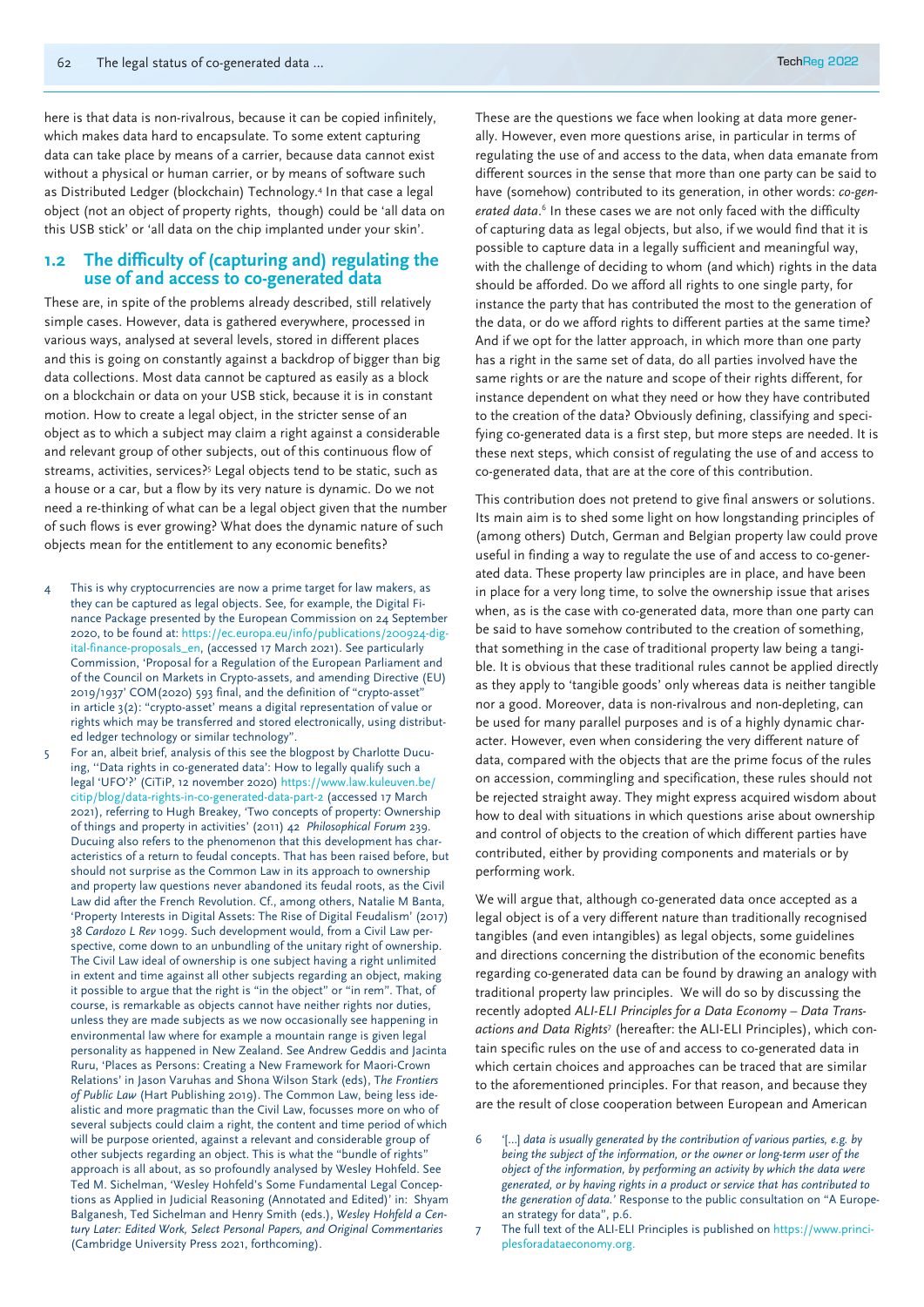here is that data is non-rivalrous, because it can be copied infinitely, which makes data hard to encapsulate. To some extent capturing data can take place by means of a carrier, because data cannot exist without a physical or human carrier, or by means of software such as Distributed Ledger (blockchain) Technology.[4] In that case a legal object (not an object of property rights, though) could be 'all data on this USB stick' or 'all data on the chip implanted under your skin'.

## 1.2 The difficulty of (capturing and) regulating the use of and access to co-generated data

These are, in spite of the problems already described, still relatively simple cases. However, data is gathered everywhere, processed in various ways, analysed at several levels, stored in different places and this is going on constantly against a backdrop of bigger than big data collections. Most data cannot be captured as easily as a block on a blockchain or data on your USB stick, because it is in constant motion. How to create a legal object, in the stricter sense of an object as to which a subject may claim a right against a considerable and relevant group of other subjects, out of this continuous flow of streams, activities, services?[5] Legal objects tend to be static, such as a house or a car, but a flow by its very nature is dynamic. Do we not need a re-thinking of what can be a legal object given that the number of such flows is ever growing? What does the dynamic nature of such objects mean for the entitlement to any economic benefits?

These are the questions we face when looking at data more generally. However, even more questions arise, in particular in terms of regulating the use of and access to the data, when data emanate from different sources in the sense that more than one party can be said to have (somehow) contributed to its generation, in other words: *co-generated data*.[6] In these cases we are not only faced with the difficulty of capturing data as legal objects, but also, if we would find that it is possible to capture data in a legally sufficient and meaningful way, with the challenge of deciding to whom (and which) rights in the data should be afforded. Do we afford all rights to one single party, for instance the party that has contributed the most to the generation of the data, or do we afford rights to different parties at the same time? And if we opt for the latter approach, in which more than one party has a right in the same set of data, do all parties involved have the same rights or are the nature and scope of their rights different, for instance dependent on what they need or how they have contributed to the creation of the data? Obviously defining, classifying and specifying co-generated data is a first step, but more steps are needed. It is these next steps, which consist of regulating the use of and access to co-generated data, that are at the core of this contribution.

This contribution does not pretend to give final answers or solutions. Its main aim is to shed some light on how longstanding principles of (among others) Dutch, German and Belgian property law could prove useful in finding a way to regulate the use of and access to co-generated data. These property law principles are in place, and have been in place for a very long time, to solve the ownership issue that arises when, as is the case with co-generated data, more than one party can be said to have somehow contributed to the creation of something, that something in the case of traditional property law being a tangible. It is obvious that these traditional rules cannot be applied directly as they apply to 'tangible goods' only whereas data is neither tangible nor a good. Moreover, data is non-rivalrous and non-depleting, can be used for many parallel purposes and is of a highly dynamic character. However, even when considering the very different nature of data, compared with the objects that are the prime focus of the rules on accession, commingling and specification, these rules should not be rejected straight away. They might express acquired wisdom about how to deal with situations in which questions arise about ownership and control of objects to the creation of which different parties have contributed, either by providing components and materials or by performing work.

We will argue that, although co-generated data once accepted as a legal object is of a very different nature than traditionally recognised tangibles (and even intangibles) as legal objects, some guidelines and directions concerning the distribution of the economic benefits regarding co-generated data can be found by drawing an analogy with traditional property law principles. We will do so by discussing the recently adopted *ALI-ELI Principles for a Data Economy – Data Transactions and Data Rights*[7] (hereafter: the ALI-ELI Principles), which contain specific rules on the use of and access to co-generated data in which certain choices and approaches can be traced that are similar to the aforementioned principles. For that reason, and because they are the result of close cooperation between European and American

---

4 This is why cryptocurrencies are now a prime target for law makers, as they can be captured as legal objects. See, for example, the Digital Finance Package presented by the European Commission on 24 September 2020, to be found at: https://ec.europa.eu/info/publications/200924-digital-finance-proposals_en, (accessed 17 March 2021). See particularly Commission, 'Proposal for a Regulation of the European Parliament and of the Council on Markets in Crypto-assets, and amending Directive (EU) 2019/1937' COM(2020) 593 final, and the definition of "crypto-asset" in article 3(2): "'crypto-asset' means a digital representation of value or rights which may be transferred and stored electronically, using distributed ledger technology or similar technology".

5 For an, albeit brief, analysis of this see the blogpost by Charlotte Ducuing, ''Data rights in co-generated data': How to legally qualify such a legal 'UFO'?' (CiTiP, 12 november 2020) https://www.law.kuleuven.be/citip/blog/data-rights-in-co-generated-data-part-2 (accessed 17 March 2021), referring to Hugh Breakey, 'Two concepts of property: Ownership of things and property in activities' (2011) 42 *Philosophical Forum* 239. Ducuing also refers to the phenomenon that this development has characteristics of a return to feudal concepts. That has been raised before, but should not surprise as the Common Law in its approach to ownership and property law questions never abandoned its feudal roots, as the Civil Law did after the French Revolution. Cf., among others, Natalie M Banta, 'Property Interests in Digital Assets: The Rise of Digital Feudalism' (2017) 38 *Cardozo L Rev* 1099. Such development would, from a Civil Law perspective, come down to an unbundling of the unitary right of ownership. The Civil Law ideal of ownership is one subject having a right unlimited in extent and time against all other subjects regarding an object, making it possible to argue that the right is "in the object" or "in rem". That, of course, is remarkable as objects cannot have neither rights nor duties, unless they are made subjects as we now occasionally see happening in environmental law where for example a mountain range is given legal personality as happened in New Zealand. See Andrew Geddis and Jacinta Ruru, 'Places as Persons: Creating a New Framework for Maori-Crown Relations' in Jason Varuhas and Shona Wilson Stark (eds), *The Frontiers of Public Law* (Hart Publishing 2019). The Common Law, being less idealistic and more pragmatic than the Civil Law, focusses more on who of several subjects could claim a right, the content and time period of which will be purpose oriented, against a relevant and considerable group of other subjects regarding an object. This is what the "bundle of rights" approach is all about, as so profoundly analysed by Wesley Hohfeld. See Ted M. Sichelman, 'Wesley Hohfeld's Some Fundamental Legal Conceptions as Applied in Judicial Reasoning (Annotated and Edited)' in: Shyam Balganesh, Ted Sichelman and Henry Smith (eds.), *Wesley Hohfeld a Century Later: Edited Work, Select Personal Papers, and Original Commentaries* (Cambridge University Press 2021, forthcoming).

6 '[...] *data is usually generated by the contribution of various parties, e.g. by being the subject of the information, or the owner or long-term user of the object of the information, by performing an activity by which the data were generated, or by having rights in a product or service that has contributed to the generation of data.*' Response to the public consultation on "A European strategy for data", p.6.

7 The full text of the ALI-ELI Principles is published on https://www.principlesforadataeconomy.org.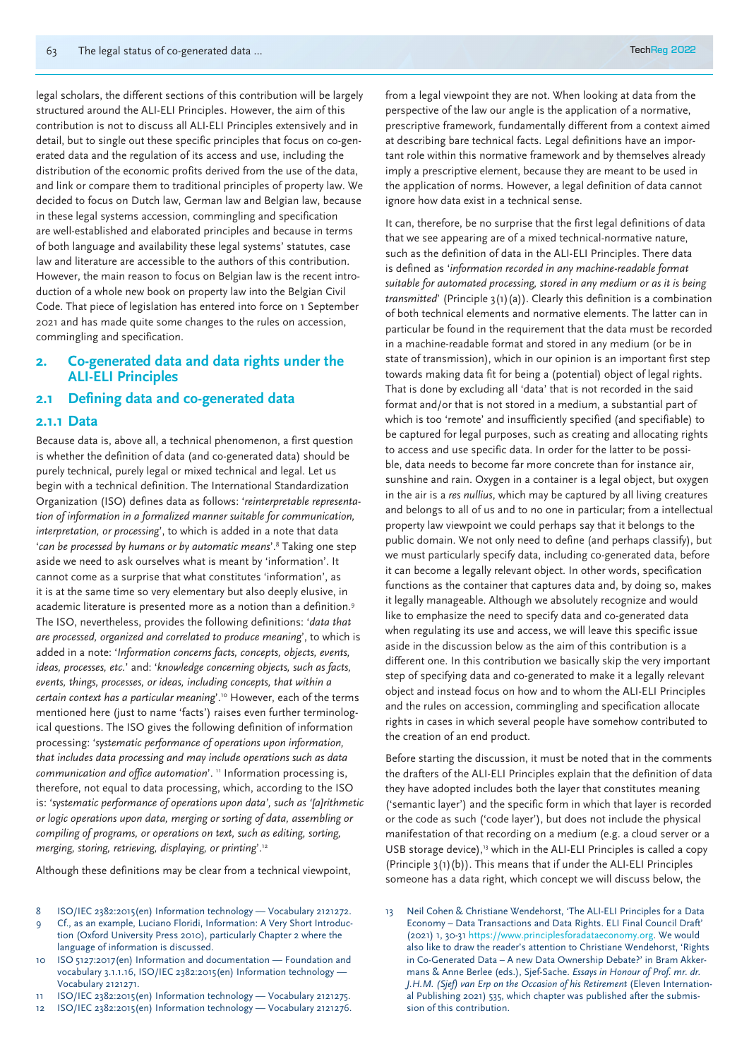legal scholars, the different sections of this contribution will be largely structured around the ALI-ELI Principles. However, the aim of this contribution is not to discuss all ALI-ELI Principles extensively and in detail, but to single out these specific principles that focus on co-generated data and the regulation of its access and use, including the distribution of the economic profits derived from the use of the data, and link or compare them to traditional principles of property law. We decided to focus on Dutch law, German law and Belgian law, because in these legal systems accession, commingling and specification are well-established and elaborated principles and because in terms of both language and availability these legal systems' statutes, case law and literature are accessible to the authors of this contribution. However, the main reason to focus on Belgian law is the recent introduction of a whole new book on property law into the Belgian Civil Code. That piece of legislation has entered into force on 1 September 2021 and has made quite some changes to the rules on accession, commingling and specification.

## 2. Co-generated data and data rights under the ALI-ELI Principles

### 2.1 Defining data and co-generated data

#### 2.1.1 Data

Because data is, above all, a technical phenomenon, a first question is whether the definition of data (and co-generated data) should be purely technical, purely legal or mixed technical and legal. Let us begin with a technical definition. The International Standardization Organization (ISO) defines data as follows: '*reinterpretable representation of information in a formalized manner suitable for communication, interpretation, or processing*', to which is added in a note that data '*can be processed by humans or by automatic means*'.[8] Taking one step aside we need to ask ourselves what is meant by 'information'. It cannot come as a surprise that what constitutes 'information', as it is at the same time so very elementary but also deeply elusive, in academic literature is presented more as a notion than a definition.[9] The ISO, nevertheless, provides the following definitions: '*data that are processed, organized and correlated to produce meaning*', to which is added in a note: '*Information concerns facts, concepts, objects, events, ideas, processes, etc.*' and: '*knowledge concerning objects, such as facts, events, things, processes, or ideas, including concepts, that within a certain context has a particular meaning*'.[10] However, each of the terms mentioned here (just to name 'facts') raises even further terminological questions. The ISO gives the following definition of information processing: '*systematic performance of operations upon information, that includes data processing and may include operations such as data communication and office automation*'. [11] Information processing is, therefore, not equal to data processing, which, according to the ISO is: '*systematic performance of operations upon data', such as '[a]rithmetic or logic operations upon data, merging or sorting of data, assembling or compiling of programs, or operations on text, such as editing, sorting, merging, storing, retrieving, displaying, or printing*'.[12]

Although these definitions may be clear from a technical viewpoint, from a legal viewpoint they are not. When looking at data from the perspective of the law our angle is the application of a normative, prescriptive framework, fundamentally different from a context aimed at describing bare technical facts. Legal definitions have an important role within this normative framework and by themselves already imply a prescriptive element, because they are meant to be used in the application of norms. However, a legal definition of data cannot ignore how data exist in a technical sense.

It can, therefore, be no surprise that the first legal definitions of data that we see appearing are of a mixed technical-normative nature, such as the definition of data in the ALI-ELI Principles. There data is defined as '*information recorded in any machine-readable format suitable for automated processing, stored in any medium or as it is being transmitted*' (Principle 3(1)(a)). Clearly this definition is a combination of both technical elements and normative elements. The latter can in particular be found in the requirement that the data must be recorded in a machine-readable format and stored in any medium (or be in state of transmission), which in our opinion is an important first step towards making data fit for being a (potential) object of legal rights. That is done by excluding all 'data' that is not recorded in the said format and/or that is not stored in a medium, a substantial part of which is too 'remote' and insufficiently specified (and specifiable) to be captured for legal purposes, such as creating and allocating rights to access and use specific data. In order for the latter to be possible, data needs to become far more concrete than for instance air, sunshine and rain. Oxygen in a container is a legal object, but oxygen in the air is a *res nullius*, which may be captured by all living creatures and belongs to all of us and to no one in particular; from a intellectual property law viewpoint we could perhaps say that it belongs to the public domain. We not only need to define (and perhaps classify), but we must particularly specify data, including co-generated data, before it can become a legally relevant object. In other words, specification functions as the container that captures data and, by doing so, makes it legally manageable. Although we absolutely recognize and would like to emphasize the need to specify data and co-generated data when regulating its use and access, we will leave this specific issue aside in the discussion below as the aim of this contribution is a different one. In this contribution we basically skip the very important step of specifying data and co-generated to make it a legally relevant object and instead focus on how and to whom the ALI-ELI Principles and the rules on accession, commingling and specification allocate rights in cases in which several people have somehow contributed to the creation of an end product.

Before starting the discussion, it must be noted that in the comments the drafters of the ALI-ELI Principles explain that the definition of data they have adopted includes both the layer that constitutes meaning ('semantic layer') and the specific form in which that layer is recorded or the code as such ('code layer'), but does not include the physical manifestation of that recording on a medium (e.g. a cloud server or a USB storage device),[13] which in the ALI-ELI Principles is called a copy (Principle 3(1)(b)). This means that if under the ALI-ELI Principles someone has a data right, which concept we will discuss below, the

8 ISO/IEC 2382:2015(en) Information technology — Vocabulary 2121272.

9 Cf., as an example, Luciano Floridi, Information: A Very Short Introduction (Oxford University Press 2010), particularly Chapter 2 where the language of information is discussed.

10 ISO 5127:2017(en) Information and documentation — Foundation and vocabulary 3.1.1.16, ISO/IEC 2382:2015(en) Information technology — Vocabulary 2121271.

11 ISO/IEC 2382:2015(en) Information technology — Vocabulary 2121275.

12 ISO/IEC 2382:2015(en) Information technology — Vocabulary 2121276.

13 Neil Cohen & Christiane Wendehorst, 'The ALI-ELI Principles for a Data Economy – Data Transactions and Data Rights. ELI Final Council Draft' (2021) 1, 30-31 https://www.principlesforadataeconomy.org. We would also like to draw the reader's attention to Christiane Wendehorst, 'Rights in Co-Generated Data – A new Data Ownership Debate?' in Bram Akkermans & Anne Berlee (eds.), Sjef-Sache. *Essays in Honour of Prof. mr. dr. J.H.M. (Sjef) van Erp on the Occasion of his Retirement* (Eleven International Publishing 2021) 535, which chapter was published after the submission of this contribution.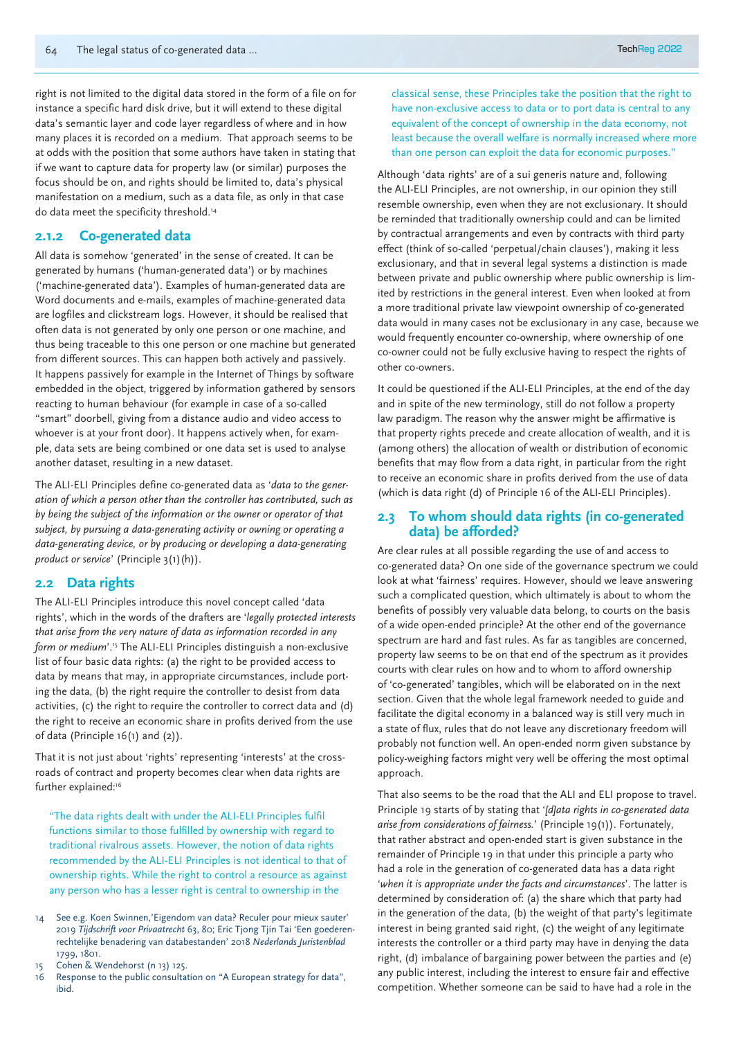right is not limited to the digital data stored in the form of a file on for instance a specific hard disk drive, but it will extend to these digital data's semantic layer and code layer regardless of where and in how many places it is recorded on a medium. That approach seems to be at odds with the position that some authors have taken in stating that if we want to capture data for property law (or similar) purposes the focus should be on, and rights should be limited to, data's physical manifestation on a medium, such as a data file, as only in that case do data meet the specificity threshold.[14]

### 2.1.2 Co-generated data

All data is somehow 'generated' in the sense of created. It can be generated by humans ('human-generated data') or by machines ('machine-generated data'). Examples of human-generated data are Word documents and e-mails, examples of machine-generated data are logfiles and clickstream logs. However, it should be realised that often data is not generated by only one person or one machine, and thus being traceable to this one person or one machine but generated from different sources. This can happen both actively and passively. It happens passively for example in the Internet of Things by software embedded in the object, triggered by information gathered by sensors reacting to human behaviour (for example in case of a so-called "smart" doorbell, giving from a distance audio and video access to whoever is at your front door). It happens actively when, for example, data sets are being combined or one data set is used to analyse another dataset, resulting in a new dataset.

The ALI-ELI Principles define co-generated data as '*data to the generation of which a person other than the controller has contributed, such as by being the subject of the information or the owner or operator of that subject, by pursuing a data-generating activity or owning or operating a data-generating device, or by producing or developing a data-generating product or service*' (Principle 3(1)(h)).

## 2.2 Data rights

The ALI-ELI Principles introduce this novel concept called 'data rights', which in the words of the drafters are '*legally protected interests that arise from the very nature of data as information recorded in any form or medium*'.[15] The ALI-ELI Principles distinguish a non-exclusive list of four basic data rights: (a) the right to be provided access to data by means that may, in appropriate circumstances, include porting the data, (b) the right require the controller to desist from data activities, (c) the right to require the controller to correct data and (d) the right to receive an economic share in profits derived from the use of data (Principle 16(1) and (2)).

That it is not just about 'rights' representing 'interests' at the crossroads of contract and property becomes clear when data rights are further explained:[16]

> "The data rights dealt with under the ALI-ELI Principles fulfil functions similar to those fulfilled by ownership with regard to traditional rivalrous assets. However, the notion of data rights recommended by the ALI-ELI Principles is not identical to that of ownership rights. While the right to control a resource as against any person who has a lesser right is central to ownership in the classical sense, these Principles take the position that the right to have non-exclusive access to data or to port data is central to any equivalent of the concept of ownership in the data economy, not least because the overall welfare is normally increased when more than one person can exploit the data for economic purposes."

Although 'data rights' are of a sui generis nature and, following the ALI-ELI Principles, are not ownership, in our opinion they still resemble ownership, even when they are not exclusionary. It should be reminded that traditionally ownership could and can be limited by contractual arrangements and even by contracts with third party effect (think of so-called 'perpetual/chain clauses'), making it less exclusionary, and that in several legal systems a distinction is made between private and public ownership where public ownership is limited by restrictions in the general interest. Even when looked at from a more traditional private law viewpoint ownership of co-generated data would in many cases not be exclusionary in any case, because we would frequently encounter co-ownership, where ownership of one co-owner could not be fully exclusive having to respect the rights of other co-owners.

It could be questioned if the ALI-ELI Principles, at the end of the day and in spite of the new terminology, still do not follow a property law paradigm. The reason why the answer might be affirmative is that property rights precede and create allocation of wealth, and it is (among others) the allocation of wealth or distribution of economic benefits that may flow from a data right, in particular from the right to receive an economic share in profits derived from the use of data (which is data right (d) of Principle 16 of the ALI-ELI Principles).

## 2.3 To whom should data rights (in co-generated data) be afforded?

Are clear rules at all possible regarding the use of and access to co-generated data? On one side of the governance spectrum we could look at what 'fairness' requires. However, should we leave answering such a complicated question, which ultimately is about to whom the benefits of possibly very valuable data belong, to courts on the basis of a wide open-ended principle? At the other end of the governance spectrum are hard and fast rules. As far as tangibles are concerned, property law seems to be on that end of the spectrum as it provides courts with clear rules on how and to whom to afford ownership of 'co-generated' tangibles, which will be elaborated on in the next section. Given that the whole legal framework needed to guide and facilitate the digital economy in a balanced way is still very much in a state of flux, rules that do not leave any discretionary freedom will probably not function well. An open-ended norm given substance by policy-weighing factors might very well be offering the most optimal approach.

That also seems to be the road that the ALI and ELI propose to travel. Principle 19 starts of by stating that '*[d]ata rights in co-generated data arise from considerations of fairness.*' (Principle 19(1)). Fortunately, that rather abstract and open-ended start is given substance in the remainder of Principle 19 in that under this principle a party who had a role in the generation of co-generated data has a data right '*when it is appropriate under the facts and circumstances*'. The latter is determined by consideration of: (a) the share which that party had in the generation of the data, (b) the weight of that party's legitimate interest in being granted said right, (c) the weight of any legitimate interests the controller or a third party may have in denying the data right, (d) imbalance of bargaining power between the parties and (e) any public interest, including the interest to ensure fair and effective competition. Whether someone can be said to have had a role in the

---

14 See e.g. Koen Swinnen,'Eigendom van data? Reculer pour mieux sauter' 2019 *Tijdschrift voor Privaatrecht* 63, 80; Eric Tjong Tjin Tai 'Een goederenrechtelijke benadering van databestanden' 2018 *Nederlands Juristenblad* 1799, 1801.

15 Cohen & Wendehorst (n 13) 125.

16 Response to the public consultation on "A European strategy for data", ibid.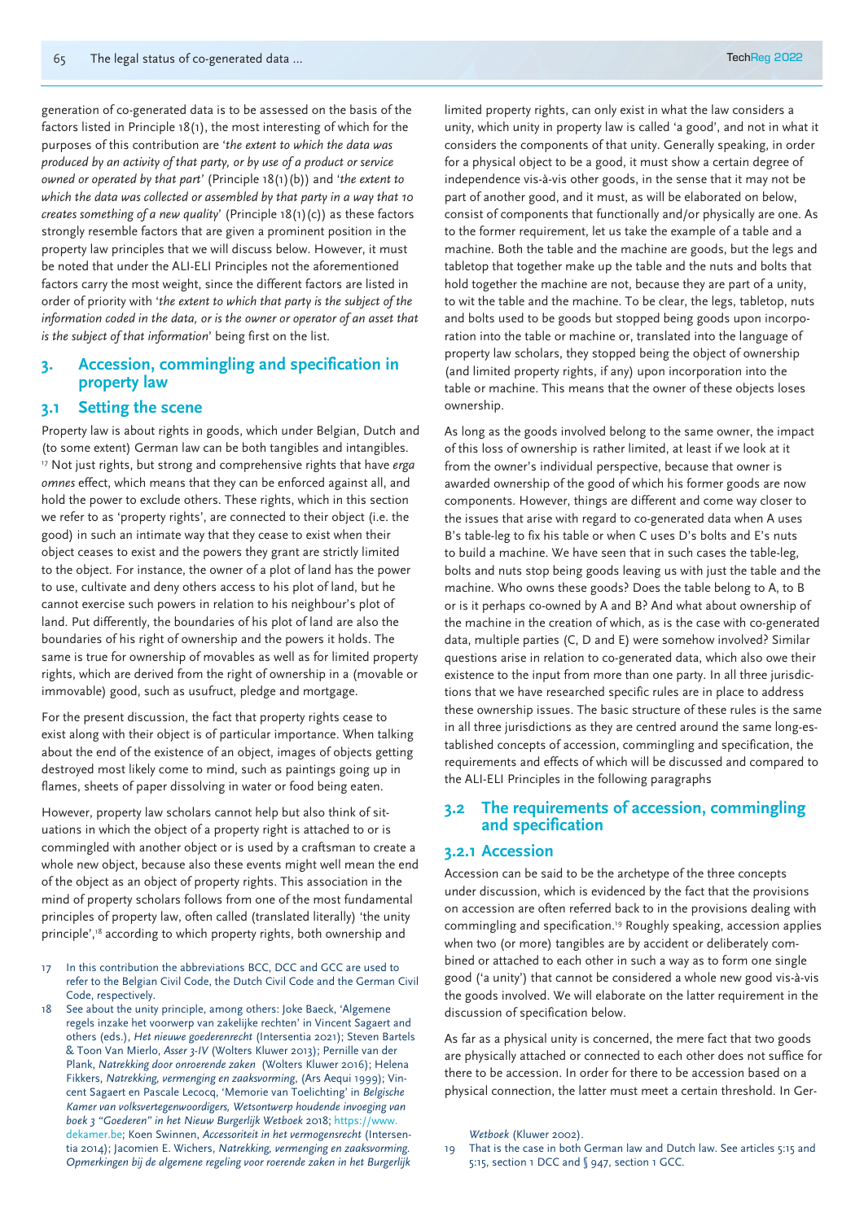generation of co-generated data is to be assessed on the basis of the factors listed in Principle 18(1), the most interesting of which for the purposes of this contribution are '*the extent to which the data was produced by an activity of that party, or by use of a product or service owned or operated by that part*' (Principle 18(1)(b)) and '*the extent to which the data was collected or assembled by that party in a way that to creates something of a new quality*' (Principle 18(1)(c)) as these factors strongly resemble factors that are given a prominent position in the property law principles that we will discuss below. However, it must be noted that under the ALI-ELI Principles not the aforementioned factors carry the most weight, since the different factors are listed in order of priority with '*the extent to which that party is the subject of the information coded in the data, or is the owner or operator of an asset that is the subject of that information*' being first on the list.

## 3. Accession, commingling and specification in property law

### 3.1 Setting the scene

Property law is about rights in goods, which under Belgian, Dutch and (to some extent) German law can be both tangibles and intangibles.[17] Not just rights, but strong and comprehensive rights that have *erga omnes* effect, which means that they can be enforced against all, and hold the power to exclude others. These rights, which in this section we refer to as 'property rights', are connected to their object (i.e. the good) in such an intimate way that they cease to exist when their object ceases to exist and the powers they grant are strictly limited to the object. For instance, the owner of a plot of land has the power to use, cultivate and deny others access to his plot of land, but he cannot exercise such powers in relation to his neighbour's plot of land. Put differently, the boundaries of his plot of land are also the boundaries of his right of ownership and the powers it holds. The same is true for ownership of movables as well as for limited property rights, which are derived from the right of ownership in a (movable or immovable) good, such as usufruct, pledge and mortgage.

For the present discussion, the fact that property rights cease to exist along with their object is of particular importance. When talking about the end of the existence of an object, images of objects getting destroyed most likely come to mind, such as paintings going up in flames, sheets of paper dissolving in water or food being eaten.

However, property law scholars cannot help but also think of situations in which the object of a property right is attached to or is commingled with another object or is used by a craftsman to create a whole new object, because also these events might well mean the end of the object as an object of property rights. This association in the mind of property scholars follows from one of the most fundamental principles of property law, often called (translated literally) 'the unity principle',[18] according to which property rights, both ownership and limited property rights, can only exist in what the law considers a unity, which unity in property law is called 'a good', and not in what it considers the components of that unity. Generally speaking, in order for a physical object to be a good, it must show a certain degree of independence vis-à-vis other goods, in the sense that it may not be part of another good, and it must, as will be elaborated on below, consist of components that functionally and/or physically are one. As to the former requirement, let us take the example of a table and a machine. Both the table and the machine are goods, but the legs and tabletop that together make up the table and the nuts and bolts that hold together the machine are not, because they are part of a unity, to wit the table and the machine. To be clear, the legs, tabletop, nuts and bolts used to be goods but stopped being goods upon incorporation into the table or machine or, translated into the language of property law scholars, they stopped being the object of ownership (and limited property rights, if any) upon incorporation into the table or machine. This means that the owner of these objects loses ownership.

As long as the goods involved belong to the same owner, the impact of this loss of ownership is rather limited, at least if we look at it from the owner's individual perspective, because that owner is awarded ownership of the good of which his former goods are now components. However, things are different and come way closer to the issues that arise with regard to co-generated data when A uses B's table-leg to fix his table or when C uses D's bolts and E's nuts to build a machine. We have seen that in such cases the table-leg, bolts and nuts stop being goods leaving us with just the table and the machine. Who owns these goods? Does the table belong to A, to B or is it perhaps co-owned by A and B? And what about ownership of the machine in the creation of which, as is the case with co-generated data, multiple parties (C, D and E) were somehow involved? Similar questions arise in relation to co-generated data, which also owe their existence to the input from more than one party. In all three jurisdictions that we have researched specific rules are in place to address these ownership issues. The basic structure of these rules is the same in all three jurisdictions as they are centred around the same long-established concepts of accession, commingling and specification, the requirements and effects of which will be discussed and compared to the ALI-ELI Principles in the following paragraphs

### 3.2 The requirements of accession, commingling and specification

#### 3.2.1 Accession

Accession can be said to be the archetype of the three concepts under discussion, which is evidenced by the fact that the provisions on accession are often referred back to in the provisions dealing with commingling and specification.[19] Roughly speaking, accession applies when two (or more) tangibles are by accident or deliberately combined or attached to each other in such a way as to form one single good ('a unity') that cannot be considered a whole new good vis-à-vis the goods involved. We will elaborate on the latter requirement in the discussion of specification below.

As far as a physical unity is concerned, the mere fact that two goods are physically attached or connected to each other does not suffice for there to be accession. In order for there to be accession based on a physical connection, the latter must meet a certain threshold. In Ger-

---

17 In this contribution the abbreviations BCC, DCC and GCC are used to refer to the Belgian Civil Code, the Dutch Civil Code and the German Civil Code, respectively.

18 See about the unity principle, among others: Joke Baeck, 'Algemene regels inzake het voorwerp van zakelijke rechten' in Vincent Sagaert and others (eds.), *Het nieuwe goederenrecht* (Intersentia 2021); Steven Bartels & Toon Van Mierlo, *Asser 3-IV* (Wolters Kluwer 2013); Pernille van der Plank, *Natrekking door onroerende zaken* (Wolters Kluwer 2016); Helena Fikkers, *Natrekking, vermenging en zaaksvorming*, (Ars Aequi 1999); Vincent Sagaert en Pascale Lecocq, 'Memorie van Toelichting' in *Belgische Kamer van volksvertegenwoordigers, Wetsontwerp houdende invoeging van boek 3 "Goederen" in het Nieuw Burgerlijk Wetboek* 2018; https://www.dekamer.be; Koen Swinnen, *Accessoriteit in het vermogensrecht* (Intersentia 2014); Jacomien E. Wichers, *Natrekking, vermenging en zaaksvorming. Opmerkingen bij de algemene regeling voor roerende zaken in het Burgerlijk Wetboek* (Kluwer 2002).

19 That is the case in both German law and Dutch law. See articles 5:15 and 5:15, section 1 DCC and § 947, section 1 GCC.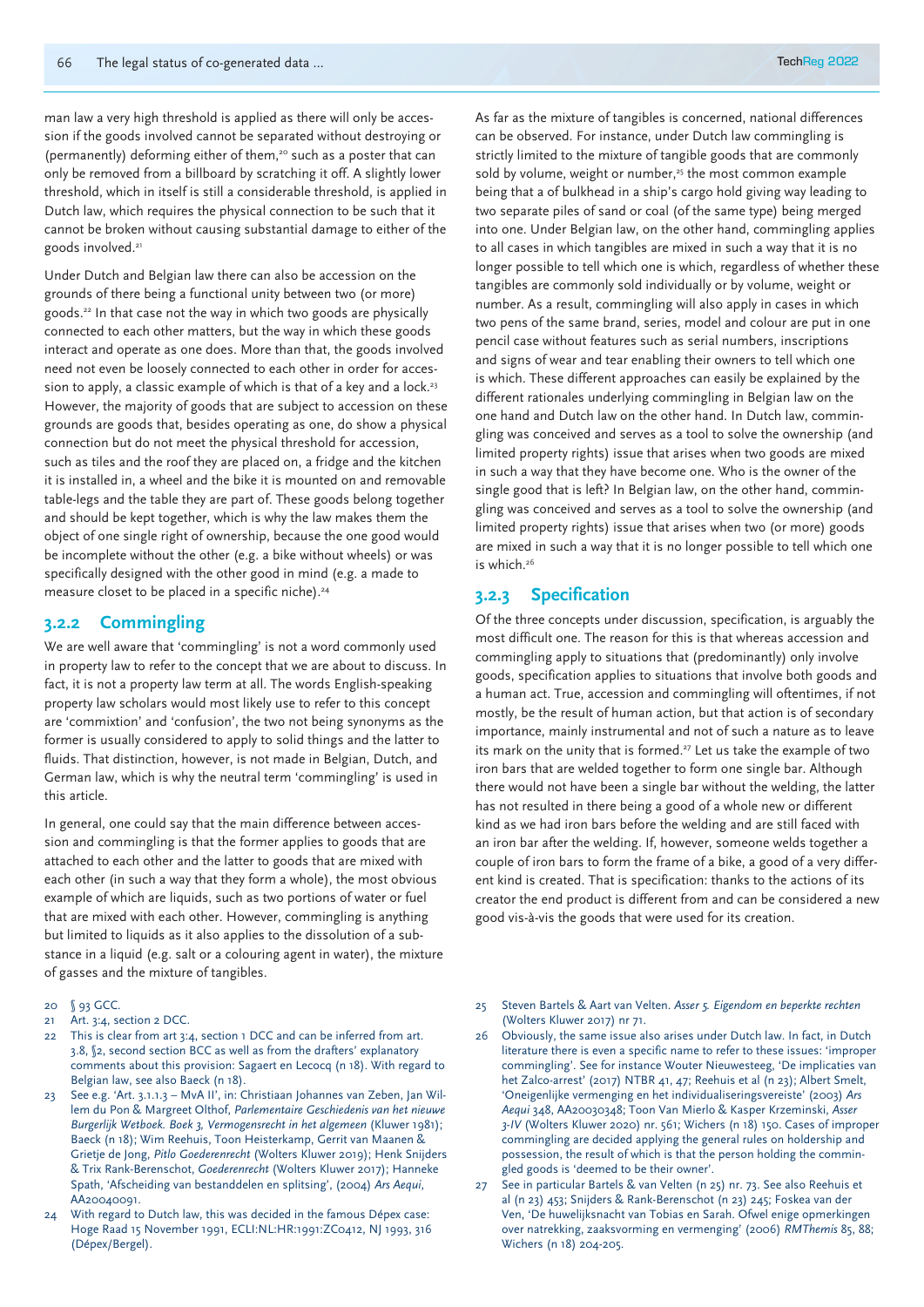man law a very high threshold is applied as there will only be accession if the goods involved cannot be separated without destroying or (permanently) deforming either of them,[20] such as a poster that can only be removed from a billboard by scratching it off. A slightly lower threshold, which in itself is still a considerable threshold, is applied in Dutch law, which requires the physical connection to be such that it cannot be broken without causing substantial damage to either of the goods involved.[21]

Under Dutch and Belgian law there can also be accession on the grounds of there being a functional unity between two (or more) goods.[22] In that case not the way in which two goods are physically connected to each other matters, but the way in which these goods interact and operate as one does. More than that, the goods involved need not even be loosely connected to each other in order for accession to apply, a classic example of which is that of a key and a lock.[23] However, the majority of goods that are subject to accession on these grounds are goods that, besides operating as one, do show a physical connection but do not meet the physical threshold for accession, such as tiles and the roof they are placed on, a fridge and the kitchen it is installed in, a wheel and the bike it is mounted on and removable table-legs and the table they are part of. These goods belong together and should be kept together, which is why the law makes them the object of one single right of ownership, because the one good would be incomplete without the other (e.g. a bike without wheels) or was specifically designed with the other good in mind (e.g. a made to measure closet to be placed in a specific niche).[24]

### 3.2.2 Commingling

We are well aware that 'commingling' is not a word commonly used in property law to refer to the concept that we are about to discuss. In fact, it is not a property law term at all. The words English-speaking property law scholars would most likely use to refer to this concept are 'commixtion' and 'confusion', the two not being synonyms as the former is usually considered to apply to solid things and the latter to fluids. That distinction, however, is not made in Belgian, Dutch, and German law, which is why the neutral term 'commingling' is used in this article.

In general, one could say that the main difference between accession and commingling is that the former applies to goods that are attached to each other and the latter to goods that are mixed with each other (in such a way that they form a whole), the most obvious example of which are liquids, such as two portions of water or fuel that are mixed with each other. However, commingling is anything but limited to liquids as it also applies to the dissolution of a substance in a liquid (e.g. salt or a colouring agent in water), the mixture of gasses and the mixture of tangibles.

As far as the mixture of tangibles is concerned, national differences can be observed. For instance, under Dutch law commingling is strictly limited to the mixture of tangible goods that are commonly sold by volume, weight or number,[25] the most common example being that a of bulkhead in a ship's cargo hold giving way leading to two separate piles of sand or coal (of the same type) being merged into one. Under Belgian law, on the other hand, commingling applies to all cases in which tangibles are mixed in such a way that it is no longer possible to tell which one is which, regardless of whether these tangibles are commonly sold individually or by volume, weight or number. As a result, commingling will also apply in cases in which two pens of the same brand, series, model and colour are put in one pencil case without features such as serial numbers, inscriptions and signs of wear and tear enabling their owners to tell which one is which. These different approaches can easily be explained by the different rationales underlying commingling in Belgian law on the one hand and Dutch law on the other hand. In Dutch law, commingling was conceived and serves as a tool to solve the ownership (and limited property rights) issue that arises when two goods are mixed in such a way that they have become one. Who is the owner of the single good that is left? In Belgian law, on the other hand, commingling was conceived and serves as a tool to solve the ownership (and limited property rights) issue that arises when two (or more) goods are mixed in such a way that it is no longer possible to tell which one is which.[26]

### 3.2.3 Specification

Of the three concepts under discussion, specification, is arguably the most difficult one. The reason for this is that whereas accession and commingling apply to situations that (predominantly) only involve goods, specification applies to situations that involve both goods and a human act. True, accession and commingling will oftentimes, if not mostly, be the result of human action, but that action is of secondary importance, mainly instrumental and not of such a nature as to leave its mark on the unity that is formed.[27] Let us take the example of two iron bars that are welded together to form one single bar. Although there would not have been a single bar without the welding, the latter has not resulted in there being a good of a whole new or different kind as we had iron bars before the welding and are still faced with an iron bar after the welding. If, however, someone welds together a couple of iron bars to form the frame of a bike, a good of a very different kind is created. That is specification: thanks to the actions of its creator the end product is different from and can be considered a new good vis-à-vis the goods that were used for its creation.

---

20 § 93 GCC.

21 Art. 3:4, section 2 DCC.

22 This is clear from art 3:4, section 1 DCC and can be inferred from art. 3.8, §2, second section BCC as well as from the drafters' explanatory comments about this provision: Sagaert en Lecocq (n 18). With regard to Belgian law, see also Baeck (n 18).

23 See e.g. 'Art. 3.1.1.3 – MvA II', in: Christiaan Johannes van Zeben, Willem du Pon & Margreet Olthof, *Parlementaire Geschiedenis van het nieuwe Burgerlijk Wetboek. Boek 3, Vermogensrecht in het algemeen* (Kluwer 1981); Baeck (n 18); Wim Reehuis, Toon Heisterkamp, Gerrit van Maanen & Grietje de Jong, *Pitlo Goederenrecht* (Wolters Kluwer 2019); Henk Snijders & Trix Rank-Berenschot, *Goederenrecht* (Wolters Kluwer 2017); Hanneke Spath, 'Afscheiding van bestanddelen en splitsing', (2004) *Ars Aequi*, AA20040091.

24 With regard to Dutch law, this was decided in the famous Dépex case: Hoge Raad 15 November 1991, ECLI:NL:HR:1991:ZC0412, NJ 1993, 316 (Dépex/Bergel).

25 Steven Bartels & Aart van Velten. *Asser 5. Eigendom en beperkte rechten* (Wolters Kluwer 2017) nr 71.

26 Obviously, the same issue also arises under Dutch law. In fact, in Dutch literature there is even a specific name to refer to these issues: 'improper commingling'. See for instance Wouter Nieuwesteeg, 'De implicaties van het Zalco-arrest' (2017) NTBR 41, 47; Reehuis et al (n 23); Albert Smelt, 'Oneigenlijke vermenging en het individualiseringsvereiste' (2003) *Ars Aequi* 348, AA20030348; Toon Van Mierlo & Kasper Krzeminski, *Asser 3-IV* (Wolters Kluwer 2020) nr. 561; Wichers (n 18) 150. Cases of improper commingling are decided applying the general rules on holdership and possession, the result of which is that the person holding the commingled goods is 'deemed to be their owner'.

27 See in particular Bartels & van Velten (n 25) nr. 73. See also Reehuis et al (n 23) 453; Snijders & Rank-Berenschot (n 23) 245; Foskea van der Ven, 'De huwelijksnacht van Tobias en Sarah. Ofwel enige opmerkingen over natrekking, zaaksvorming en vermenging' (2006) *RMThemis* 85, 88; Wichers (n 18) 204-205.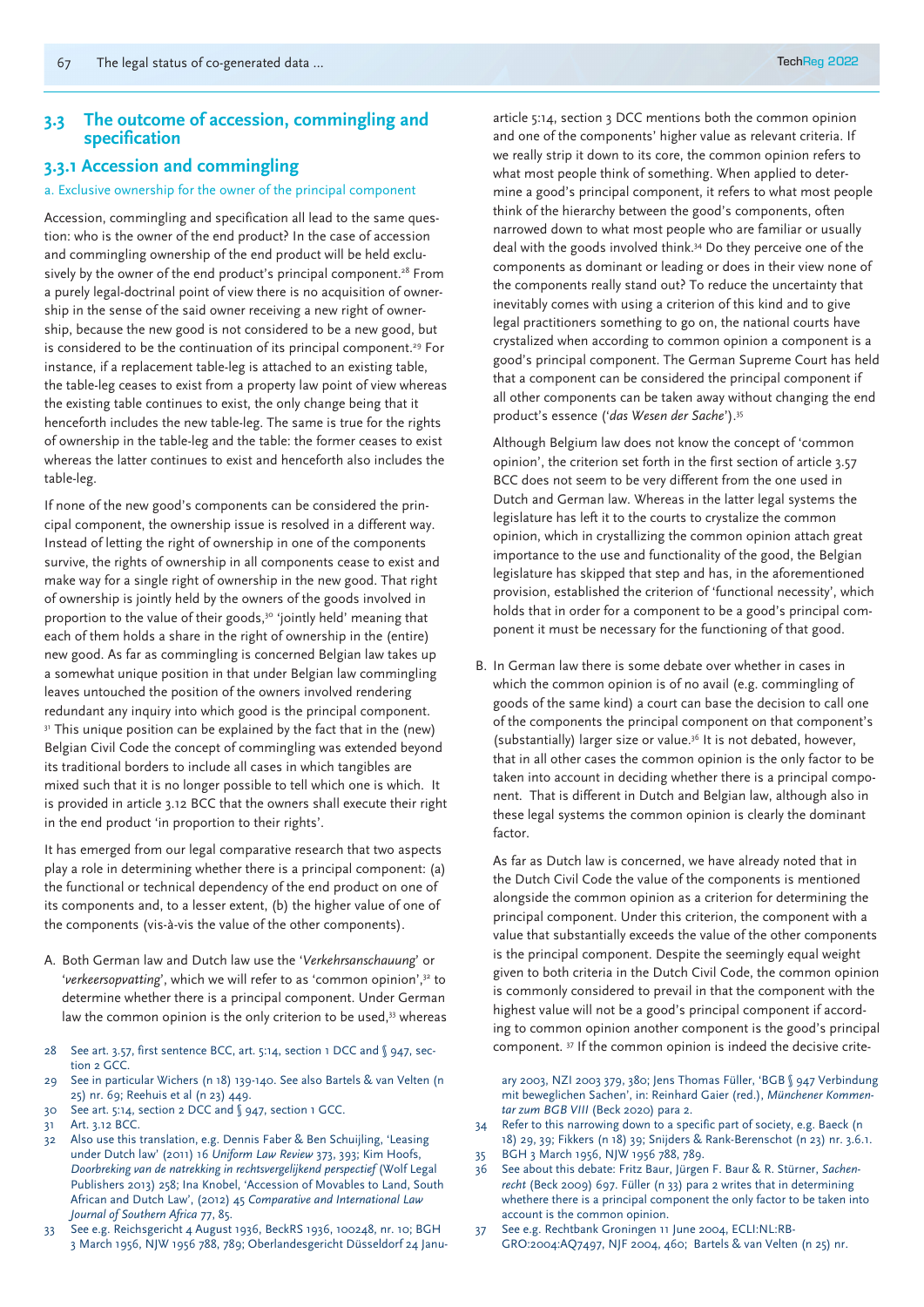## 3.3 The outcome of accession, commingling and specification

### 3.3.1 Accession and commingling

#### a. Exclusive ownership for the owner of the principal component

Accession, commingling and specification all lead to the same question: who is the owner of the end product? In the case of accession and commingling ownership of the end product will be held exclusively by the owner of the end product's principal component.[28] From a purely legal-doctrinal point of view there is no acquisition of ownership in the sense of the said owner receiving a new right of ownership, because the new good is not considered to be a new good, but is considered to be the continuation of its principal component.[29] For instance, if a replacement table-leg is attached to an existing table, the table-leg ceases to exist from a property law point of view whereas the existing table continues to exist, the only change being that it henceforth includes the new table-leg. The same is true for the rights of ownership in the table-leg and the table: the former ceases to exist whereas the latter continues to exist and henceforth also includes the table-leg.

If none of the new good's components can be considered the principal component, the ownership issue is resolved in a different way. Instead of letting the right of ownership in one of the components survive, the rights of ownership in all components cease to exist and make way for a single right of ownership in the new good. That right of ownership is jointly held by the owners of the goods involved in proportion to the value of their goods,[30] 'jointly held' meaning that each of them holds a share in the right of ownership in the (entire) new good. As far as commingling is concerned Belgian law takes up a somewhat unique position in that under Belgian law commingling leaves untouched the position of the owners involved rendering redundant any inquiry into which good is the principal component.[31] This unique position can be explained by the fact that in the (new) Belgian Civil Code the concept of commingling was extended beyond its traditional borders to include all cases in which tangibles are mixed such that it is no longer possible to tell which one is which. It is provided in article 3.12 BCC that the owners shall execute their right in the end product 'in proportion to their rights'.

It has emerged from our legal comparative research that two aspects play a role in determining whether there is a principal component: (a) the functional or technical dependency of the end product on one of its components and, to a lesser extent, (b) the higher value of one of the components (vis-à-vis the value of the other components).

A. Both German law and Dutch law use the '*Verkehrsanschauung*' or '*verkeersopvatting*', which we will refer to as 'common opinion',[32] to determine whether there is a principal component. Under German law the common opinion is the only criterion to be used,[33] whereas article 5:14, section 3 DCC mentions both the common opinion and one of the components' higher value as relevant criteria. If we really strip it down to its core, the common opinion refers to what most people think of something. When applied to determine a good's principal component, it refers to what most people think of the hierarchy between the good's components, often narrowed down to what most people who are familiar or usually deal with the goods involved think.[34] Do they perceive one of the components as dominant or leading or does in their view none of the components really stand out? To reduce the uncertainty that inevitably comes with using a criterion of this kind and to give legal practitioners something to go on, the national courts have crystalized when according to common opinion a component is a good's principal component. The German Supreme Court has held that a component can be considered the principal component if all other components can be taken away without changing the end product's essence ('*das Wesen der Sache*').[35]

   Although Belgium law does not know the concept of 'common opinion', the criterion set forth in the first section of article 3.57 BCC does not seem to be very different from the one used in Dutch and German law. Whereas in the latter legal systems the legislature has left it to the courts to crystalize the common opinion, which in crystallizing the common opinion attach great importance to the use and functionality of the good, the Belgian legislature has skipped that step and has, in the aforementioned provision, established the criterion of 'functional necessity', which holds that in order for a component to be a good's principal component it must be necessary for the functioning of that good.

B. In German law there is some debate over whether in cases in which the common opinion is of no avail (e.g. commingling of goods of the same kind) a court can base the decision to call one of the components the principal component on that component's (substantially) larger size or value.[36] It is not debated, however, that in all other cases the common opinion is the only factor to be taken into account in deciding whether there is a principal component. That is different in Dutch and Belgian law, although also in these legal systems the common opinion is clearly the dominant factor.

   As far as Dutch law is concerned, we have already noted that in the Dutch Civil Code the value of the components is mentioned alongside the common opinion as a criterion for determining the principal component. Under this criterion, the component with a value that substantially exceeds the value of the other components is the principal component. Despite the seemingly equal weight given to both criteria in the Dutch Civil Code, the common opinion is commonly considered to prevail in that the component with the highest value will not be a good's principal component if according to common opinion another component is the good's principal component.[37] If the common opinion is indeed the decisive crite-

---

28 See art. 3.57, first sentence BCC, art. 5:14, section 1 DCC and § 947, section 2 GCC.

29 See in particular Wichers (n 18) 139-140. See also Bartels & van Velten (n 25) nr. 69; Reehuis et al (n 23) 449.

30 See art. 5:14, section 2 DCC and § 947, section 1 GCC.

31 Art. 3.12 BCC.

32 Also use this translation, e.g. Dennis Faber & Ben Schuijling, 'Leasing under Dutch law' (2011) 16 *Uniform Law Review* 373, 393; Kim Hoofs, *Doorbreking van de natrekking in rechtsvergelijkend perspectief* (Wolf Legal Publishers 2013) 258; Ina Knobel, 'Accession of Movables to Land, South African and Dutch Law', (2012) 45 *Comparative and International Law Journal of Southern Africa* 77, 85.

33 See e.g. Reichsgericht 4 August 1936, BeckRS 1936, 100248, nr. 10; BGH 3 March 1956, NJW 1956 788, 789; Oberlandesgericht Düsseldorf 24 January 2003, NZI 2003 379, 380; Jens Thomas Füller, 'BGB § 947 Verbindung mit beweglichen Sachen', in: Reinhard Gaier (red.), *Münchener Kommentar zum BGB VIII* (Beck 2020) para 2.

34 Refer to this narrowing down to a specific part of society, e.g. Baeck (n 18) 29, 39; Fikkers (n 18) 39; Snijders & Rank-Berenschot (n 23) nr. 3.6.1.

35 BGH 3 March 1956, NJW 1956 788, 789.

36 See about this debate: Fritz Baur, Jürgen F. Baur & R. Stürner, *Sachenrecht* (Beck 2009) 697. Füller (n 33) para 2 writes that in determining whether there is a principal component the only factor to be taken into account is the common opinion.

37 See e.g. Rechtbank Groningen 11 June 2004, ECLI:NL:RB-GRO:2004:AQ7497, NJF 2004, 460; Bartels & van Velten (n 25) nr.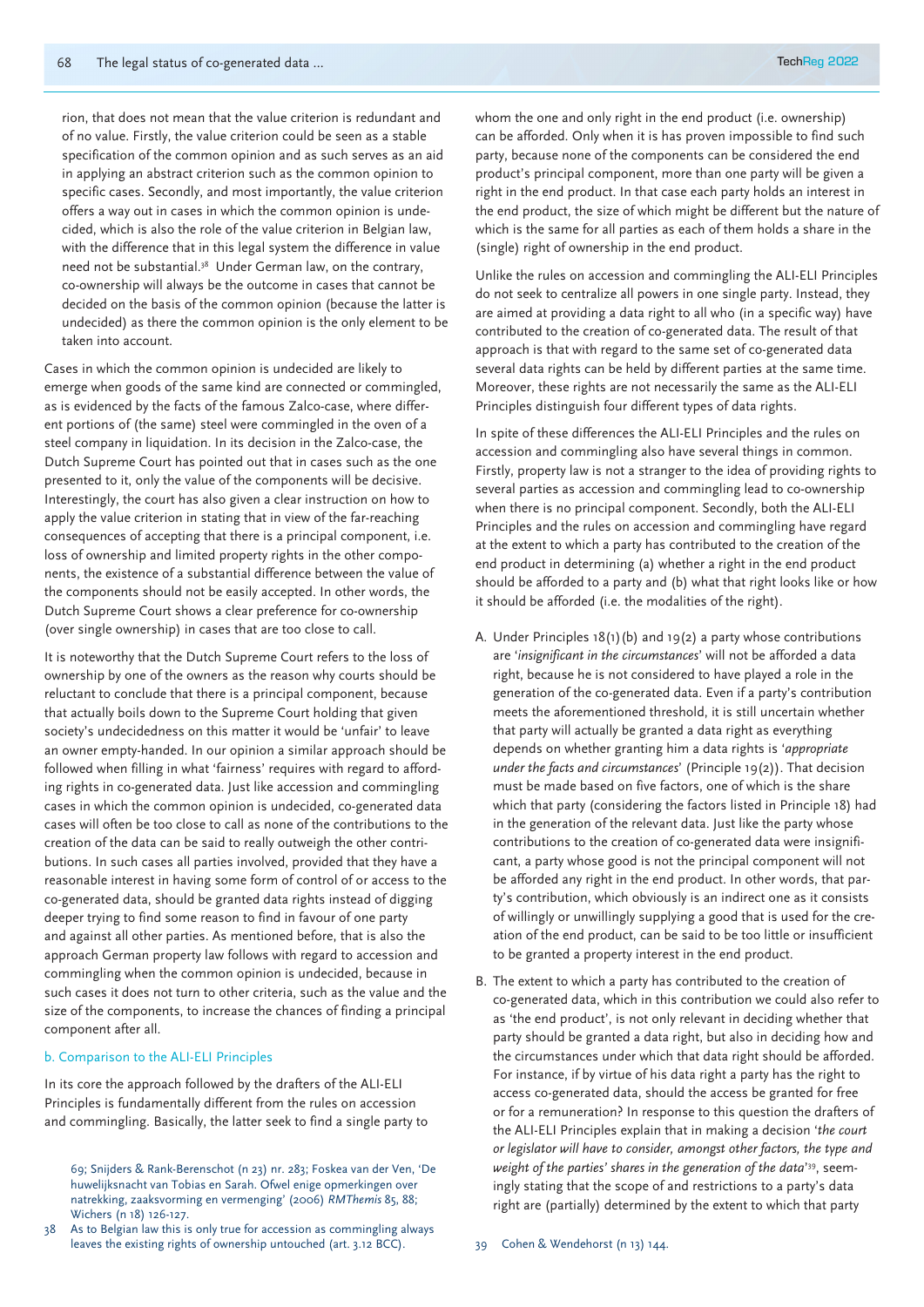rion, that does not mean that the value criterion is redundant and of no value. Firstly, the value criterion could be seen as a stable specification of the common opinion and as such serves as an aid in applying an abstract criterion such as the common opinion to specific cases. Secondly, and most importantly, the value criterion offers a way out in cases in which the common opinion is undecided, which is also the role of the value criterion in Belgian law, with the difference that in this legal system the difference in value need not be substantial.[38] Under German law, on the contrary, co-ownership will always be the outcome in cases that cannot be decided on the basis of the common opinion (because the latter is undecided) as there the common opinion is the only element to be taken into account.

Cases in which the common opinion is undecided are likely to emerge when goods of the same kind are connected or commingled, as is evidenced by the facts of the famous Zalco-case, where different portions of (the same) steel were commingled in the oven of a steel company in liquidation. In its decision in the Zalco-case, the Dutch Supreme Court has pointed out that in cases such as the one presented to it, only the value of the components will be decisive. Interestingly, the court has also given a clear instruction on how to apply the value criterion in stating that in view of the far-reaching consequences of accepting that there is a principal component, i.e. loss of ownership and limited property rights in the other components, the existence of a substantial difference between the value of the components should not be easily accepted. In other words, the Dutch Supreme Court shows a clear preference for co-ownership (over single ownership) in cases that are too close to call.

It is noteworthy that the Dutch Supreme Court refers to the loss of ownership by one of the owners as the reason why courts should be reluctant to conclude that there is a principal component, because that actually boils down to the Supreme Court holding that given society's undecidedness on this matter it would be 'unfair' to leave an owner empty-handed. In our opinion a similar approach should be followed when filling in what 'fairness' requires with regard to affording rights in co-generated data. Just like accession and commingling cases in which the common opinion is undecided, co-generated data cases will often be too close to call as none of the contributions to the creation of the data can be said to really outweigh the other contributions. In such cases all parties involved, provided that they have a reasonable interest in having some form of control of or access to the co-generated data, should be granted data rights instead of digging deeper trying to find some reason to find in favour of one party and against all other parties. As mentioned before, that is also the approach German property law follows with regard to accession and commingling when the common opinion is undecided, because in such cases it does not turn to other criteria, such as the value and the size of the components, to increase the chances of finding a principal component after all.

### b. Comparison to the ALI-ELI Principles

In its core the approach followed by the drafters of the ALI-ELI Principles is fundamentally different from the rules on accession and commingling. Basically, the latter seek to find a single party to whom the one and only right in the end product (i.e. ownership) can be afforded. Only when it is has proven impossible to find such party, because none of the components can be considered the end product's principal component, more than one party will be given a right in the end product. In that case each party holds an interest in the end product, the size of which might be different but the nature of which is the same for all parties as each of them holds a share in the (single) right of ownership in the end product.

Unlike the rules on accession and commingling the ALI-ELI Principles do not seek to centralize all powers in one single party. Instead, they are aimed at providing a data right to all who (in a specific way) have contributed to the creation of co-generated data. The result of that approach is that with regard to the same set of co-generated data several data rights can be held by different parties at the same time. Moreover, these rights are not necessarily the same as the ALI-ELI Principles distinguish four different types of data rights.

In spite of these differences the ALI-ELI Principles and the rules on accession and commingling also have several things in common. Firstly, property law is not a stranger to the idea of providing rights to several parties as accession and commingling lead to co-ownership when there is no principal component. Secondly, both the ALI-ELI Principles and the rules on accession and commingling have regard at the extent to which a party has contributed to the creation of the end product in determining (a) whether a right in the end product should be afforded to a party and (b) what that right looks like or how it should be afforded (i.e. the modalities of the right).

A. Under Principles 18(1)(b) and 19(2) a party whose contributions are '*insignificant in the circumstances*' will not be afforded a data right, because he is not considered to have played a role in the generation of the co-generated data. Even if a party's contribution meets the aforementioned threshold, it is still uncertain whether that party will actually be granted a data right as everything depends on whether granting him a data rights is '*appropriate under the facts and circumstances*' (Principle 19(2)). That decision must be made based on five factors, one of which is the share which that party (considering the factors listed in Principle 18) had in the generation of the relevant data. Just like the party whose contributions to the creation of co-generated data were insignificant, a party whose good is not the principal component will not be afforded any right in the end product. In other words, that party's contribution, which obviously is an indirect one as it consists of willingly or unwillingly supplying a good that is used for the creation of the end product, can be said to be too little or insufficient to be granted a property interest in the end product.

B. The extent to which a party has contributed to the creation of co-generated data, which in this contribution we could also refer to as 'the end product', is not only relevant in deciding whether that party should be granted a data right, but also in deciding how and the circumstances under which that data right should be afforded. For instance, if by virtue of his data right a party has the right to access co-generated data, should the access be granted for free or for a remuneration? In response to this question the drafters of the ALI-ELI Principles explain that in making a decision '*the court or legislator will have to consider, amongst other factors, the type and weight of the parties' shares in the generation of the data*'[39], seemingly stating that the scope of and restrictions to a party's data right are (partially) determined by the extent to which that party

69; Snijders & Rank-Berenschot (n 23) nr. 283; Foskea van der Ven, 'De huwelijksnacht van Tobias en Sarah. Ofwel enige opmerkingen over natrekking, zaaksvorming en vermenging' (2006) *RMThemis* 85, 88; Wichers (n 18) 126-127.

38 As to Belgian law this is only true for accession as commingling always leaves the existing rights of ownership untouched (art. 3.12 BCC).

39 Cohen & Wendehorst (n 13) 144.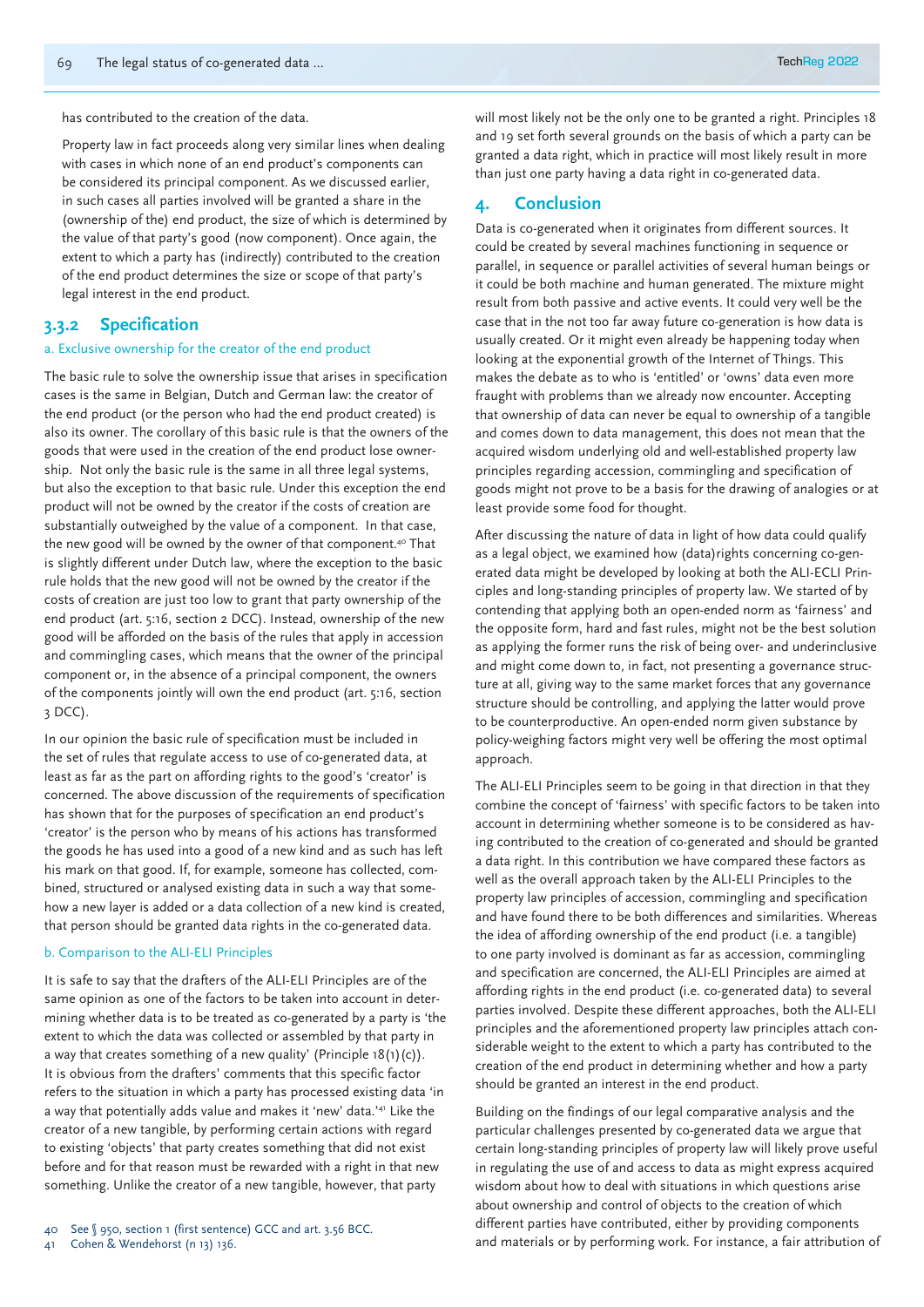has contributed to the creation of the data.

Property law in fact proceeds along very similar lines when dealing with cases in which none of an end product's components can be considered its principal component. As we discussed earlier, in such cases all parties involved will be granted a share in the (ownership of the) end product, the size of which is determined by the value of that party's good (now component). Once again, the extent to which a party has (indirectly) contributed to the creation of the end product determines the size or scope of that party's legal interest in the end product.

### 3.3.2 Specification

#### a. Exclusive ownership for the creator of the end product

The basic rule to solve the ownership issue that arises in specification cases is the same in Belgian, Dutch and German law: the creator of the end product (or the person who had the end product created) is also its owner. The corollary of this basic rule is that the owners of the goods that were used in the creation of the end product lose ownership. Not only the basic rule is the same in all three legal systems, but also the exception to that basic rule. Under this exception the end product will not be owned by the creator if the costs of creation are substantially outweighed by the value of a component. In that case, the new good will be owned by the owner of that component.[40] That is slightly different under Dutch law, where the exception to the basic rule holds that the new good will not be owned by the creator if the costs of creation are just too low to grant that party ownership of the end product (art. 5:16, section 2 DCC). Instead, ownership of the new good will be afforded on the basis of the rules that apply in accession and commingling cases, which means that the owner of the principal component or, in the absence of a principal component, the owners of the components jointly will own the end product (art. 5:16, section 3 DCC).

In our opinion the basic rule of specification must be included in the set of rules that regulate access to use of co-generated data, at least as far as the part on affording rights to the good's 'creator' is concerned. The above discussion of the requirements of specification has shown that for the purposes of specification an end product's 'creator' is the person who by means of his actions has transformed the goods he has used into a good of a new kind and as such has left his mark on that good. If, for example, someone has collected, combined, structured or analysed existing data in such a way that somehow a new layer is added or a data collection of a new kind is created, that person should be granted data rights in the co-generated data.

#### b. Comparison to the ALI-ELI Principles

It is safe to say that the drafters of the ALI-ELI Principles are of the same opinion as one of the factors to be taken into account in determining whether data is to be treated as co-generated by a party is 'the extent to which the data was collected or assembled by that party in a way that creates something of a new quality' (Principle 18(1)(c)). It is obvious from the drafters' comments that this specific factor refers to the situation in which a party has processed existing data 'in a way that potentially adds value and makes it 'new' data.'[41] Like the creator of a new tangible, by performing certain actions with regard to existing 'objects' that party creates something that did not exist before and for that reason must be rewarded with a right in that new something. Unlike the creator of a new tangible, however, that party will most likely not be the only one to be granted a right. Principles 18 and 19 set forth several grounds on the basis of which a party can be granted a data right, which in practice will most likely result in more than just one party having a data right in co-generated data.

## 4. Conclusion

Data is co-generated when it originates from different sources. It could be created by several machines functioning in sequence or parallel, in sequence or parallel activities of several human beings or it could be both machine and human generated. The mixture might result from both passive and active events. It could very well be the case that in the not too far away future co-generation is how data is usually created. Or it might even already be happening today when looking at the exponential growth of the Internet of Things. This makes the debate as to who is 'entitled' or 'owns' data even more fraught with problems than we already now encounter. Accepting that ownership of data can never be equal to ownership of a tangible and comes down to data management, this does not mean that the acquired wisdom underlying old and well-established property law principles regarding accession, commingling and specification of goods might not prove to be a basis for the drawing of analogies or at least provide some food for thought.

After discussing the nature of data in light of how data could qualify as a legal object, we examined how (data)rights concerning co-generated data might be developed by looking at both the ALI-ECLI Principles and long-standing principles of property law. We started of by contending that applying both an open-ended norm as 'fairness' and the opposite form, hard and fast rules, might not be the best solution as applying the former runs the risk of being over- and underinclusive and might come down to, in fact, not presenting a governance structure at all, giving way to the same market forces that any governance structure should be controlling, and applying the latter would prove to be counterproductive. An open-ended norm given substance by policy-weighing factors might very well be offering the most optimal approach.

The ALI-ELI Principles seem to be going in that direction in that they combine the concept of 'fairness' with specific factors to be taken into account in determining whether someone is to be considered as having contributed to the creation of co-generated and should be granted a data right. In this contribution we have compared these factors as well as the overall approach taken by the ALI-ELI Principles to the property law principles of accession, commingling and specification and have found there to be both differences and similarities. Whereas the idea of affording ownership of the end product (i.e. a tangible) to one party involved is dominant as far as accession, commingling and specification are concerned, the ALI-ELI Principles are aimed at affording rights in the end product (i.e. co-generated data) to several parties involved. Despite these different approaches, both the ALI-ELI principles and the aforementioned property law principles attach considerable weight to the extent to which a party has contributed to the creation of the end product in determining whether and how a party should be granted an interest in the end product.

Building on the findings of our legal comparative analysis and the particular challenges presented by co-generated data we argue that certain long-standing principles of property law will likely prove useful in regulating the use of and access to data as might express acquired wisdom about how to deal with situations in which questions arise about ownership and control of objects to the creation of which different parties have contributed, either by providing components and materials or by performing work. For instance, a fair attribution of

40 See § 950, section 1 (first sentence) GCC and art. 3.56 BCC.

41 Cohen & Wendehorst (n 13) 136.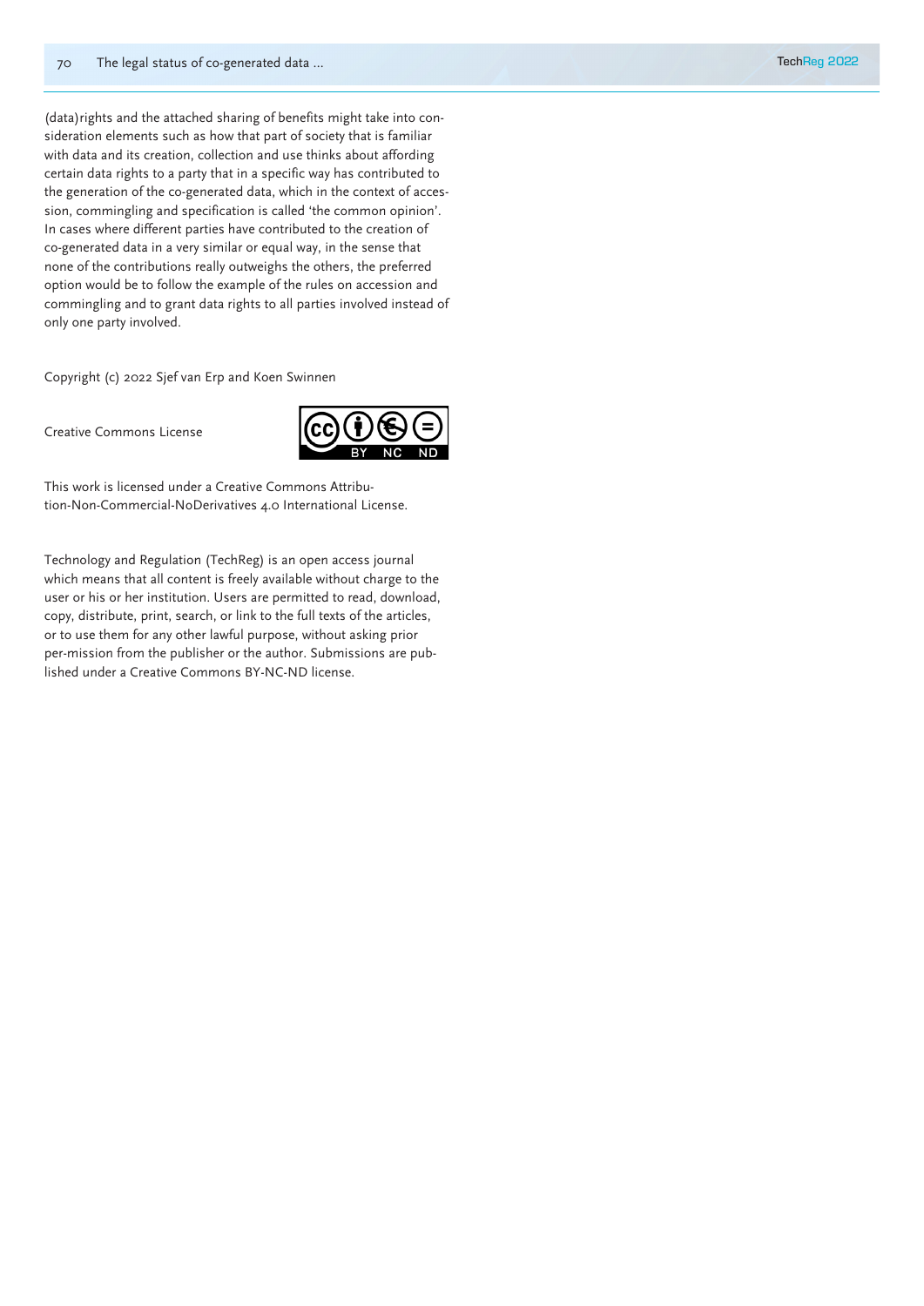(data)rights and the attached sharing of benefits might take into consideration elements such as how that part of society that is familiar with data and its creation, collection and use thinks about affording certain data rights to a party that in a specific way has contributed to the generation of the co-generated data, which in the context of accession, commingling and specification is called 'the common opinion'. In cases where different parties have contributed to the creation of co-generated data in a very similar or equal way, in the sense that none of the contributions really outweighs the others, the preferred option would be to follow the example of the rules on accession and commingling and to grant data rights to all parties involved instead of only one party involved.

Copyright (c) 2022 Sjef van Erp and Koen Swinnen

Creative Commons License

This work is licensed under a Creative Commons Attribution-Non-Commercial-NoDerivatives 4.0 International License.

Technology and Regulation (TechReg) is an open access journal which means that all content is freely available without charge to the user or his or her institution. Users are permitted to read, download, copy, distribute, print, search, or link to the full texts of the articles, or to use them for any other lawful purpose, without asking prior per-mission from the publisher or the author. Submissions are published under a Creative Commons BY-NC-ND license.